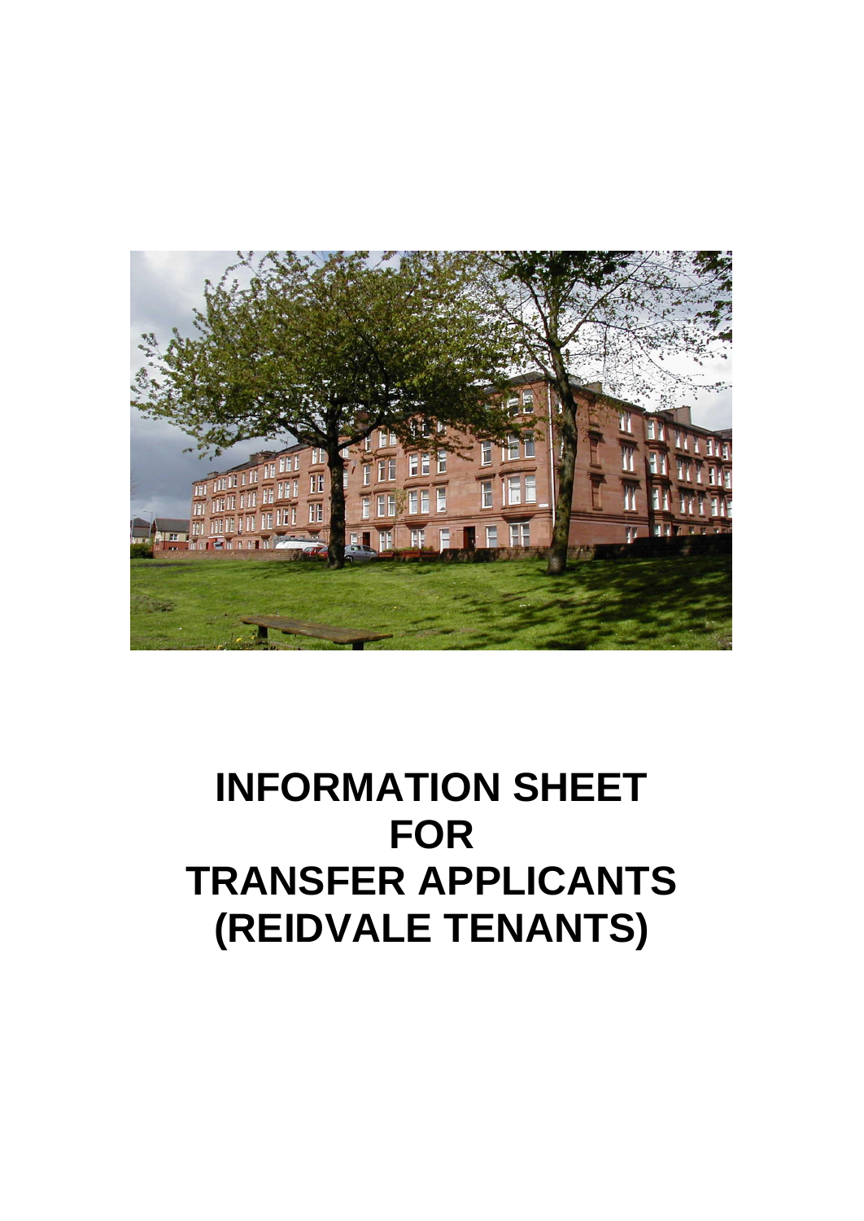# INFORMATION SHEET FOR TRANSFER APPLICANTS (REIDVALE TENANTS)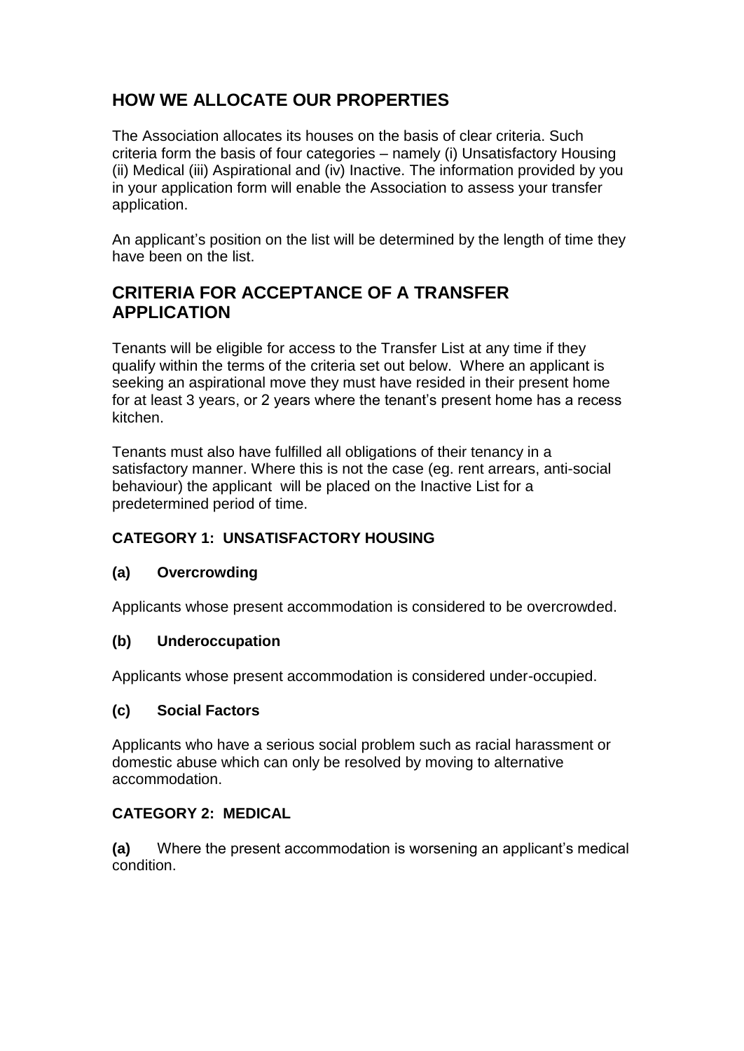## HOW WE ALLOCATE OUR PROPERTIES

The Association allocates its houses on the basis of clear criteria. Such criteria form the basis of four categories – namely (i) Unsatisfactory Housing (ii) Medical (iii) Aspirational and (iv) Inactive. The information provided by you in your application form will enable the Association to assess your transfer application.

An applicant's position on the list will be determined by the length of time they have been on the list.

## CRITERIA FOR ACCEPTANCE OF A TRANSFER APPLICATION

Tenants will be eligible for access to the Transfer List at any time if they qualify within the terms of the criteria set out below. Where an applicant is seeking an aspirational move they must have resided in their present home for at least 3 years, or 2 years where the tenant's present home has a recess kitchen.

Tenants must also have fulfilled all obligations of their tenancy in a satisfactory manner. Where this is not the case (eg. rent arrears, anti-social behaviour) the applicant will be placed on the Inactive List for a predetermined period of time.

### CATEGORY 1: UNSATISFACTORY HOUSING

**(a) Overcrowding**

Applicants whose present accommodation is considered to be overcrowded.

**(b) Underoccupation**

Applicants whose present accommodation is considered under-occupied.

**(c) Social Factors**

Applicants who have a serious social problem such as racial harassment or domestic abuse which can only be resolved by moving to alternative accommodation.

### CATEGORY 2: MEDICAL

**(a)** Where the present accommodation is worsening an applicant's medical condition.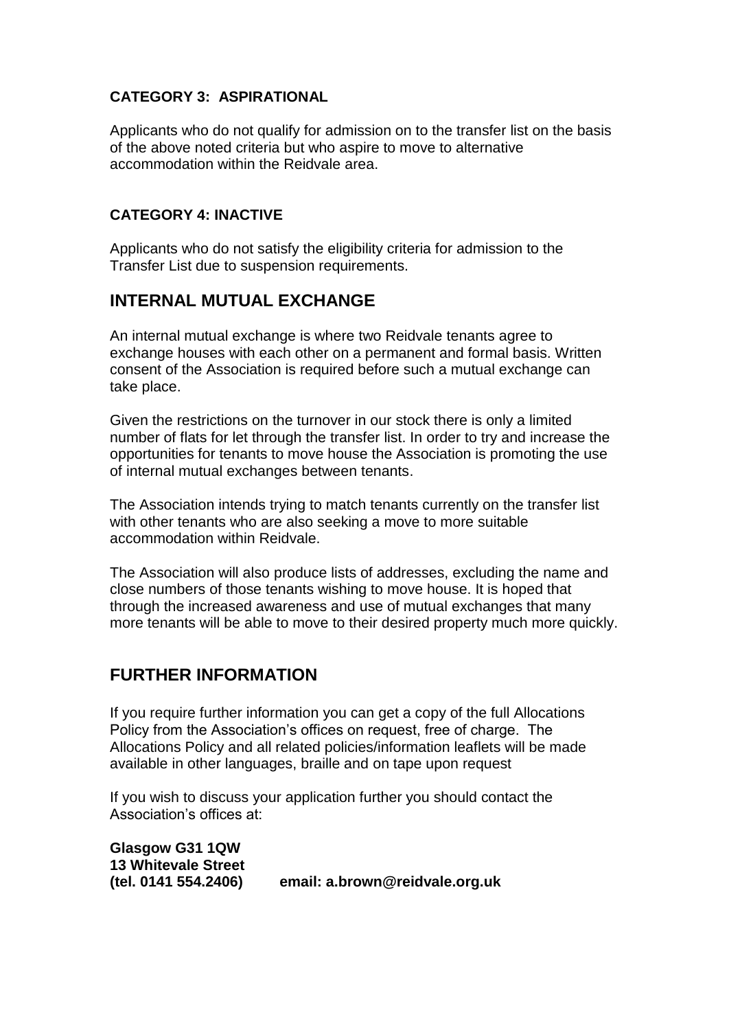**CATEGORY 3: ASPIRATIONAL**

Applicants who do not qualify for admission on to the transfer list on the basis of the above noted criteria but who aspire to move to alternative accommodation within the Reidvale area.

**CATEGORY 4: INACTIVE**

Applicants who do not satisfy the eligibility criteria for admission to the Transfer List due to suspension requirements.

## INTERNAL MUTUAL EXCHANGE

An internal mutual exchange is where two Reidvale tenants agree to exchange houses with each other on a permanent and formal basis. Written consent of the Association is required before such a mutual exchange can take place.

Given the restrictions on the turnover in our stock there is only a limited number of flats for let through the transfer list. In order to try and increase the opportunities for tenants to move house the Association is promoting the use of internal mutual exchanges between tenants.

The Association intends trying to match tenants currently on the transfer list with other tenants who are also seeking a move to more suitable accommodation within Reidvale.

The Association will also produce lists of addresses, excluding the name and close numbers of those tenants wishing to move house. It is hoped that through the increased awareness and use of mutual exchanges that many more tenants will be able to move to their desired property much more quickly.

## FURTHER INFORMATION

If you require further information you can get a copy of the full Allocations Policy from the Association's offices on request, free of charge. The Allocations Policy and all related policies/information leaflets will be made available in other languages, braille and on tape upon request

If you wish to discuss your application further you should contact the Association's offices at:

**Glasgow G31 1QW**
**13 Whitevale Street**
**(tel. 0141 554.2406)     email: a.brown@reidvale.org.uk**